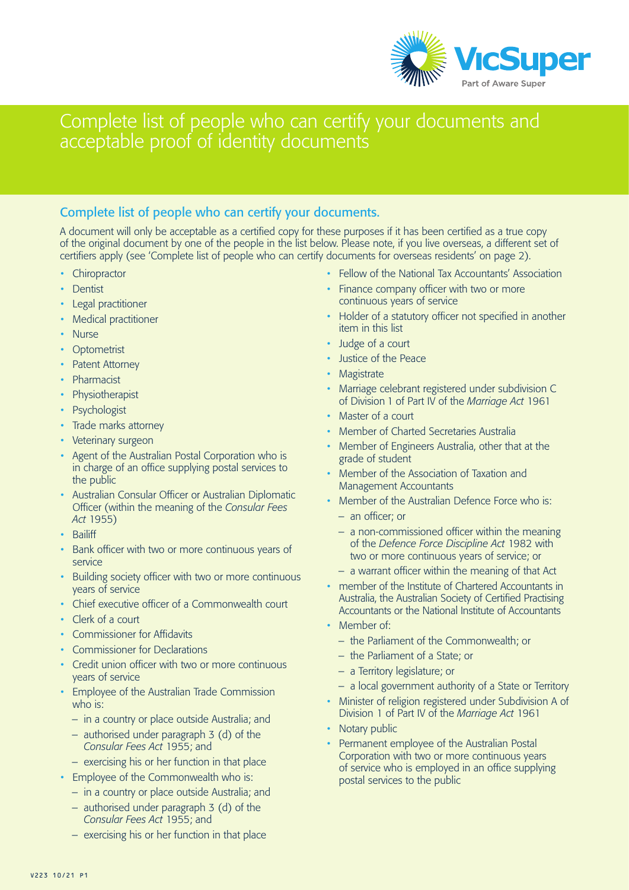# Complete list of people who can certify your documents and acceptable proof of identity documents

## Complete list of people who can certify your documents.

A document will only be acceptable as a certified copy for these purposes if it has been certified as a true copy of the original document by one of the people in the list below. Please note, if you live overseas, a different set of certifiers apply (see 'Complete list of people who can certify documents for overseas residents' on page 2).

- Chiropractor
- Dentist
- Legal practitioner
- Medical practitioner
- Nurse
- Optometrist
- Patent Attorney
- Pharmacist
- Physiotherapist
- Psychologist
- Trade marks attorney
- Veterinary surgeon
- Agent of the Australian Postal Corporation who is in charge of an office supplying postal services to the public
- Australian Consular Officer or Australian Diplomatic Officer (within the meaning of the *Consular Fees Act* 1955)
- Bailiff
- Bank officer with two or more continuous years of service
- Building society officer with two or more continuous years of service
- Chief executive officer of a Commonwealth court
- Clerk of a court
- Commissioner for Affidavits
- Commissioner for Declarations
- Credit union officer with two or more continuous years of service
- Employee of the Australian Trade Commission who is:
  - in a country or place outside Australia; and
  - authorised under paragraph 3 (d) of the *Consular Fees Act* 1955; and
  - exercising his or her function in that place
- Employee of the Commonwealth who is:
  - in a country or place outside Australia; and
  - authorised under paragraph 3 (d) of the *Consular Fees Act* 1955; and
  - exercising his or her function in that place
- Fellow of the National Tax Accountants' Association
- Finance company officer with two or more continuous years of service
- Holder of a statutory officer not specified in another item in this list
- Judge of a court
- Justice of the Peace
- Magistrate
- Marriage celebrant registered under subdivision C of Division 1 of Part IV of the *Marriage Act* 1961
- Master of a court
- Member of Charted Secretaries Australia
- Member of Engineers Australia, other that at the grade of student
- Member of the Association of Taxation and Management Accountants
- Member of the Australian Defence Force who is:
  - an officer; or
  - a non-commissioned officer within the meaning of the *Defence Force Discipline Act* 1982 with two or more continuous years of service; or
  - a warrant officer within the meaning of that Act
- member of the Institute of Chartered Accountants in Australia, the Australian Society of Certified Practising Accountants or the National Institute of Accountants
- Member of:
  - the Parliament of the Commonwealth; or
  - the Parliament of a State; or
  - a Territory legislature; or
  - a local government authority of a State or Territory
- Minister of religion registered under Subdivision A of Division 1 of Part IV of the *Marriage Act* 1961
- Notary public
- Permanent employee of the Australian Postal Corporation with two or more continuous years of service who is employed in an office supplying postal services to the public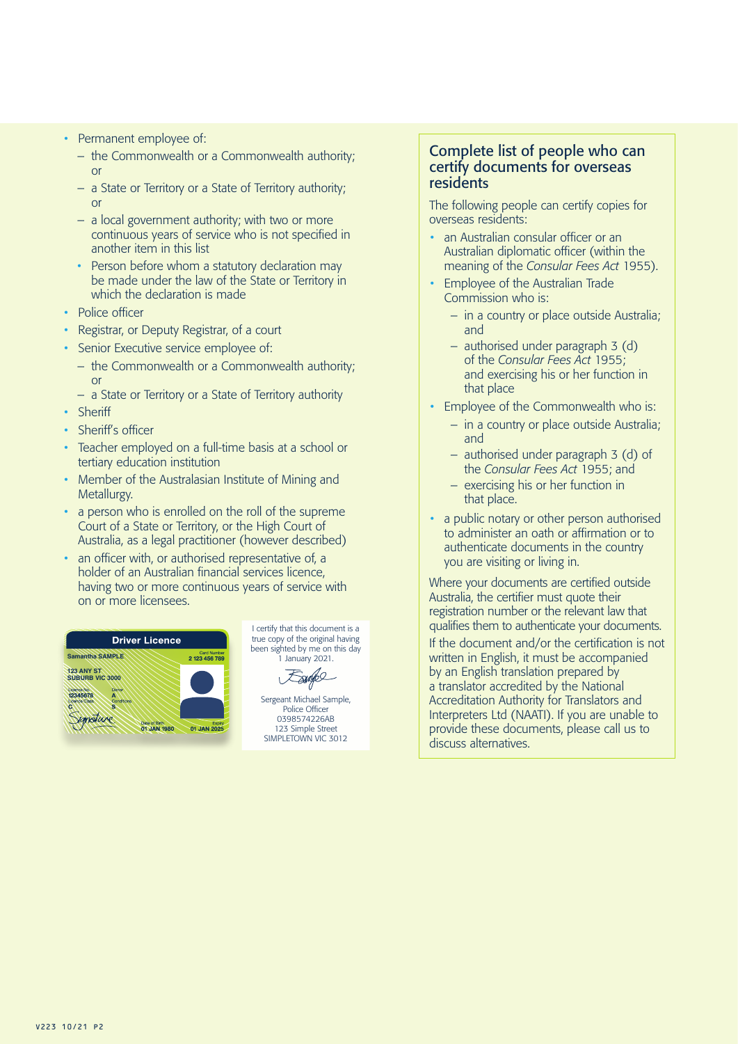- Permanent employee of:
  - the Commonwealth or a Commonwealth authority; or
  - a State or Territory or a State of Territory authority; or
  - a local government authority; with two or more continuous years of service who is not specified in another item in this list
  - Person before whom a statutory declaration may be made under the law of the State or Territory in which the declaration is made
- Police officer
- Registrar, or Deputy Registrar, of a court
- Senior Executive service employee of:
  - the Commonwealth or a Commonwealth authority; or
  - a State or Territory or a State of Territory authority
- Sheriff
- Sheriff's officer
- Teacher employed on a full-time basis at a school or tertiary education institution
- Member of the Australasian Institute of Mining and Metallurgy.
- a person who is enrolled on the roll of the supreme Court of a State or Territory, or the High Court of Australia, as a legal practitioner (however described)
- an officer with, or authorised representative of, a holder of an Australian financial services licence, having two or more continuous years of service with on or more licensees.

Driver Licence

Samantha SAMPLE

Card Number 2 123 456 789

123 ANY ST
SUBURB VIC 3000

Licence No. 12345678
Donor A
Licence Class C
Conditions S

Date of Birth 01 JAN 1980
Expiry 01 JAN 2025

I certify that this document is a true copy of the original having been sighted by me on this day 1 January 2021.

Sergeant Michael Sample,
Police Officer
0398574226AB
123 Simple Street
SIMPLETOWN VIC 3012

## Complete list of people who can certify documents for overseas residents

The following people can certify copies for overseas residents:

- an Australian consular officer or an Australian diplomatic officer (within the meaning of the *Consular Fees Act* 1955).
- Employee of the Australian Trade Commission who is:
  - in a country or place outside Australia; and
  - authorised under paragraph 3 (d) of the *Consular Fees Act* 1955; and exercising his or her function in that place
- Employee of the Commonwealth who is:
  - in a country or place outside Australia; and
  - authorised under paragraph 3 (d) of the *Consular Fees Act* 1955; and
  - exercising his or her function in that place.
- a public notary or other person authorised to administer an oath or affirmation or to authenticate documents in the country you are visiting or living in.

Where your documents are certified outside Australia, the certifier must quote their registration number or the relevant law that qualifies them to authenticate your documents.

If the document and/or the certification is not written in English, it must be accompanied by an English translation prepared by a translator accredited by the National Accreditation Authority for Translators and Interpreters Ltd (NAATI). If you are unable to provide these documents, please call us to discuss alternatives.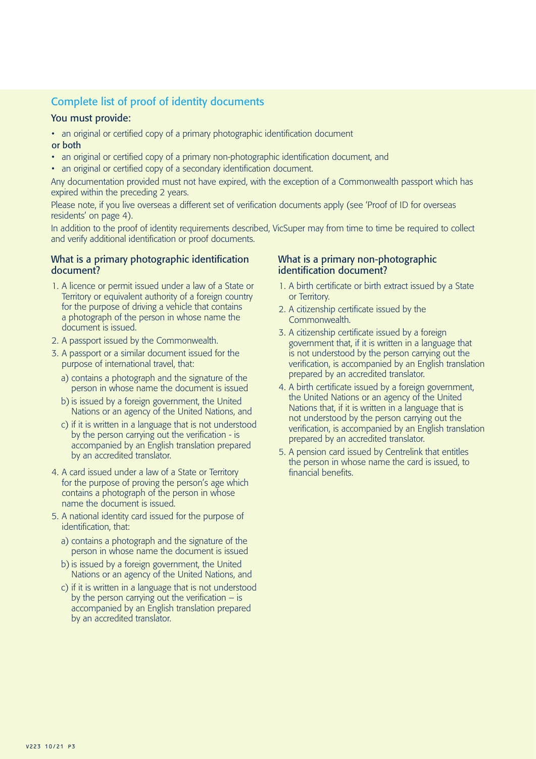## Complete list of proof of identity documents

### You must provide:

- an original or certified copy of a primary photographic identification document

or both

- an original or certified copy of a primary non-photographic identification document, and
- an original or certified copy of a secondary identification document.

Any documentation provided must not have expired, with the exception of a Commonwealth passport which has expired within the preceding 2 years.

Please note, if you live overseas a different set of verification documents apply (see 'Proof of ID for overseas residents' on page 4).

In addition to the proof of identity requirements described, VicSuper may from time to time be required to collect and verify additional identification or proof documents.

### What is a primary photographic identification document?

1. A licence or permit issued under a law of a State or Territory or equivalent authority of a foreign country for the purpose of driving a vehicle that contains a photograph of the person in whose name the document is issued.
2. A passport issued by the Commonwealth.
3. A passport or a similar document issued for the purpose of international travel, that:
   a) contains a photograph and the signature of the person in whose name the document is issued
   b) is issued by a foreign government, the United Nations or an agency of the United Nations, and
   c) if it is written in a language that is not understood by the person carrying out the verification - is accompanied by an English translation prepared by an accredited translator.
4. A card issued under a law of a State or Territory for the purpose of proving the person's age which contains a photograph of the person in whose name the document is issued.
5. A national identity card issued for the purpose of identification, that:
   a) contains a photograph and the signature of the person in whose name the document is issued
   b) is issued by a foreign government, the United Nations or an agency of the United Nations, and
   c) if it is written in a language that is not understood by the person carrying out the verification – is accompanied by an English translation prepared by an accredited translator.

### What is a primary non-photographic identification document?

1. A birth certificate or birth extract issued by a State or Territory.
2. A citizenship certificate issued by the Commonwealth.
3. A citizenship certificate issued by a foreign government that, if it is written in a language that is not understood by the person carrying out the verification, is accompanied by an English translation prepared by an accredited translator.
4. A birth certificate issued by a foreign government, the United Nations or an agency of the United Nations that, if it is written in a language that is not understood by the person carrying out the verification, is accompanied by an English translation prepared by an accredited translator.
5. A pension card issued by Centrelink that entitles the person in whose name the card is issued, to financial benefits.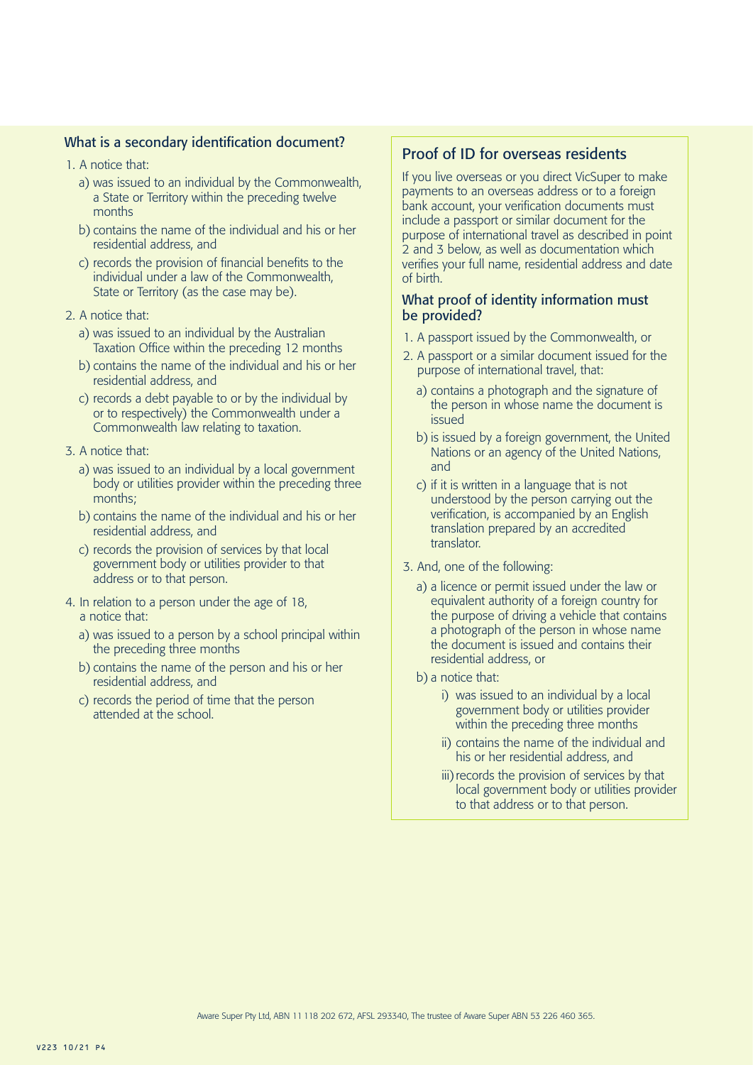## What is a secondary identification document?

1. A notice that:
   a) was issued to an individual by the Commonwealth, a State or Territory within the preceding twelve months
   b) contains the name of the individual and his or her residential address, and
   c) records the provision of financial benefits to the individual under a law of the Commonwealth, State or Territory (as the case may be).
2. A notice that:
   a) was issued to an individual by the Australian Taxation Office within the preceding 12 months
   b) contains the name of the individual and his or her residential address, and
   c) records a debt payable to or by the individual by or to respectively) the Commonwealth under a Commonwealth law relating to taxation.
3. A notice that:
   a) was issued to an individual by a local government body or utilities provider within the preceding three months;
   b) contains the name of the individual and his or her residential address, and
   c) records the provision of services by that local government body or utilities provider to that address or to that person.
4. In relation to a person under the age of 18, a notice that:
   a) was issued to a person by a school principal within the preceding three months
   b) contains the name of the person and his or her residential address, and
   c) records the period of time that the person attended at the school.

## Proof of ID for overseas residents

If you live overseas or you direct VicSuper to make payments to an overseas address or to a foreign bank account, your verification documents must include a passport or similar document for the purpose of international travel as described in point 2 and 3 below, as well as documentation which verifies your full name, residential address and date of birth.

### What proof of identity information must be provided?

1. A passport issued by the Commonwealth, or
2. A passport or a similar document issued for the purpose of international travel, that:
   a) contains a photograph and the signature of the person in whose name the document is issued
   b) is issued by a foreign government, the United Nations or an agency of the United Nations, and
   c) if it is written in a language that is not understood by the person carrying out the verification, is accompanied by an English translation prepared by an accredited translator.
3. And, one of the following:
   a) a licence or permit issued under the law or equivalent authority of a foreign country for the purpose of driving a vehicle that contains a photograph of the person in whose name the document is issued and contains their residential address, or
   b) a notice that:
      i) was issued to an individual by a local government body or utilities provider within the preceding three months
      ii) contains the name of the individual and his or her residential address, and
      iii) records the provision of services by that local government body or utilities provider to that address or to that person.

Aware Super Pty Ltd, ABN 11 118 202 672, AFSL 293340, The trustee of Aware Super ABN 53 226 460 365.

V223 10/21 P4